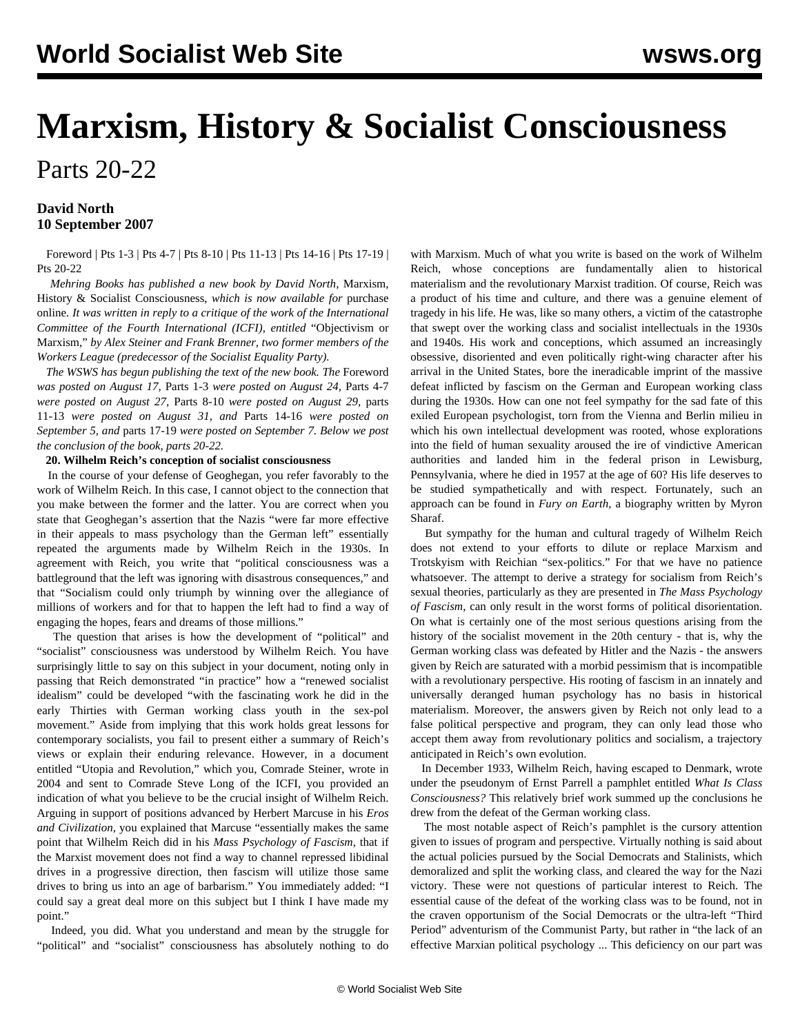# Marxism, History & Socialist Consciousness

Parts 20-22

**David North**
**10 September 2007**

Foreword | Pts 1-3 | Pts 4-7 | Pts 8-10 | Pts 11-13 | Pts 14-16 | Pts 17-19 | Pts 20-22

*Mehring Books has published a new book by David North,* Marxism, History & Socialist Consciousness, *which is now available for* purchase online. *It was written in reply to a critique of the work of the International Committee of the Fourth International (ICFI), entitled* "Objectivism or Marxism," *by Alex Steiner and Frank Brenner, two former members of the Workers League (predecessor of the Socialist Equality Party).*

*The WSWS has begun publishing the text of the new book. The* Foreword *was posted on August 17,* Parts 1-3 *were posted on August 24,* Parts 4-7 *were posted on August 27,* Parts 8-10 *were posted on August 29,* parts 11-13 *were posted on August 31, and* Parts 14-16 *were posted on September 5, and* parts 17-19 *were posted on September 7. Below we post the conclusion of the book, parts 20-22.*

**20. Wilhelm Reich's conception of socialist consciousness**

In the course of your defense of Geoghegan, you refer favorably to the work of Wilhelm Reich. In this case, I cannot object to the connection that you make between the former and the latter. You are correct when you state that Geoghegan's assertion that the Nazis "were far more effective in their appeals to mass psychology than the German left" essentially repeated the arguments made by Wilhelm Reich in the 1930s. In agreement with Reich, you write that "political consciousness was a battleground that the left was ignoring with disastrous consequences," and that "Socialism could only triumph by winning over the allegiance of millions of workers and for that to happen the left had to find a way of engaging the hopes, fears and dreams of those millions."

The question that arises is how the development of "political" and "socialist" consciousness was understood by Wilhelm Reich. You have surprisingly little to say on this subject in your document, noting only in passing that Reich demonstrated "in practice" how a "renewed socialist idealism" could be developed "with the fascinating work he did in the early Thirties with German working class youth in the sex-pol movement." Aside from implying that this work holds great lessons for contemporary socialists, you fail to present either a summary of Reich's views or explain their enduring relevance. However, in a document entitled "Utopia and Revolution," which you, Comrade Steiner, wrote in 2004 and sent to Comrade Steve Long of the ICFI, you provided an indication of what you believe to be the crucial insight of Wilhelm Reich. Arguing in support of positions advanced by Herbert Marcuse in his *Eros and Civilization*, you explained that Marcuse "essentially makes the same point that Wilhelm Reich did in his *Mass Psychology of Fascism*, that if the Marxist movement does not find a way to channel repressed libidinal drives in a progressive direction, then fascism will utilize those same drives to bring us into an age of barbarism." You immediately added: "I could say a great deal more on this subject but I think I have made my point."

Indeed, you did. What you understand and mean by the struggle for "political" and "socialist" consciousness has absolutely nothing to do with Marxism. Much of what you write is based on the work of Wilhelm Reich, whose conceptions are fundamentally alien to historical materialism and the revolutionary Marxist tradition. Of course, Reich was a product of his time and culture, and there was a genuine element of tragedy in his life. He was, like so many others, a victim of the catastrophe that swept over the working class and socialist intellectuals in the 1930s and 1940s. His work and conceptions, which assumed an increasingly obsessive, disoriented and even politically right-wing character after his arrival in the United States, bore the ineradicable imprint of the massive defeat inflicted by fascism on the German and European working class during the 1930s. How can one not feel sympathy for the sad fate of this exiled European psychologist, torn from the Vienna and Berlin milieu in which his own intellectual development was rooted, whose explorations into the field of human sexuality aroused the ire of vindictive American authorities and landed him in the federal prison in Lewisburg, Pennsylvania, where he died in 1957 at the age of 60? His life deserves to be studied sympathetically and with respect. Fortunately, such an approach can be found in *Fury on Earth*, a biography written by Myron Sharaf.

But sympathy for the human and cultural tragedy of Wilhelm Reich does not extend to your efforts to dilute or replace Marxism and Trotskyism with Reichian "sex-politics." For that we have no patience whatsoever. The attempt to derive a strategy for socialism from Reich's sexual theories, particularly as they are presented in *The Mass Psychology of Fascism*, can only result in the worst forms of political disorientation. On what is certainly one of the most serious questions arising from the history of the socialist movement in the 20th century - that is, why the German working class was defeated by Hitler and the Nazis - the answers given by Reich are saturated with a morbid pessimism that is incompatible with a revolutionary perspective. His rooting of fascism in an innately and universally deranged human psychology has no basis in historical materialism. Moreover, the answers given by Reich not only lead to a false political perspective and program, they can only lead those who accept them away from revolutionary politics and socialism, a trajectory anticipated in Reich's own evolution.

In December 1933, Wilhelm Reich, having escaped to Denmark, wrote under the pseudonym of Ernst Parrell a pamphlet entitled *What Is Class Consciousness?* This relatively brief work summed up the conclusions he drew from the defeat of the German working class.

The most notable aspect of Reich's pamphlet is the cursory attention given to issues of program and perspective. Virtually nothing is said about the actual policies pursued by the Social Democrats and Stalinists, which demoralized and split the working class, and cleared the way for the Nazi victory. These were not questions of particular interest to Reich. The essential cause of the defeat of the working class was to be found, not in the craven opportunism of the Social Democrats or the ultra-left "Third Period" adventurism of the Communist Party, but rather in "the lack of an effective Marxian political psychology ... This deficiency on our part was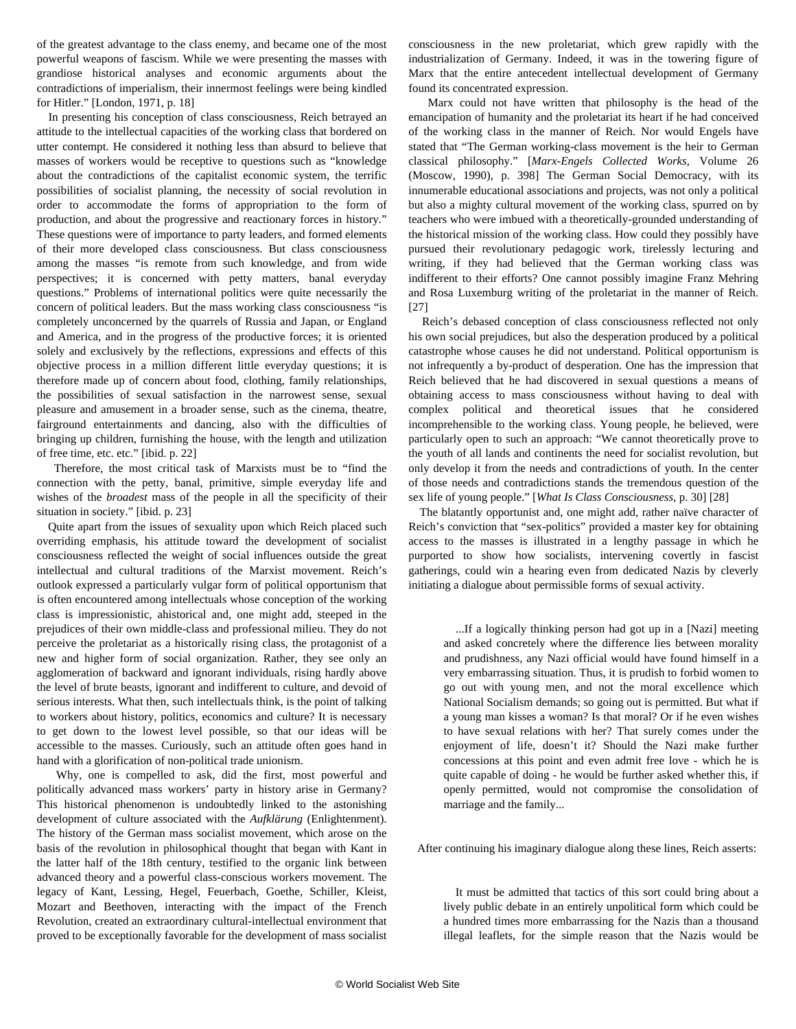of the greatest advantage to the class enemy, and became one of the most powerful weapons of fascism. While we were presenting the masses with grandiose historical analyses and economic arguments about the contradictions of imperialism, their innermost feelings were being kindled for Hitler." [London, 1971, p. 18]

In presenting his conception of class consciousness, Reich betrayed an attitude to the intellectual capacities of the working class that bordered on utter contempt. He considered it nothing less than absurd to believe that masses of workers would be receptive to questions such as "knowledge about the contradictions of the capitalist economic system, the terrific possibilities of socialist planning, the necessity of social revolution in order to accommodate the forms of appropriation to the form of production, and about the progressive and reactionary forces in history." These questions were of importance to party leaders, and formed elements of their more developed class consciousness. But class consciousness among the masses "is remote from such knowledge, and from wide perspectives; it is concerned with petty matters, banal everyday questions." Problems of international politics were quite necessarily the concern of political leaders. But the mass working class consciousness "is completely unconcerned by the quarrels of Russia and Japan, or England and America, and in the progress of the productive forces; it is oriented solely and exclusively by the reflections, expressions and effects of this objective process in a million different little everyday questions; it is therefore made up of concern about food, clothing, family relationships, the possibilities of sexual satisfaction in the narrowest sense, sexual pleasure and amusement in a broader sense, such as the cinema, theatre, fairground entertainments and dancing, also with the difficulties of bringing up children, furnishing the house, with the length and utilization of free time, etc. etc." [ibid. p. 22]

Therefore, the most critical task of Marxists must be to "find the connection with the petty, banal, primitive, simple everyday life and wishes of the *broadest* mass of the people in all the specificity of their situation in society." [ibid. p. 23]

Quite apart from the issues of sexuality upon which Reich placed such overriding emphasis, his attitude toward the development of socialist consciousness reflected the weight of social influences outside the great intellectual and cultural traditions of the Marxist movement. Reich's outlook expressed a particularly vulgar form of political opportunism that is often encountered among intellectuals whose conception of the working class is impressionistic, ahistorical and, one might add, steeped in the prejudices of their own middle-class and professional milieu. They do not perceive the proletariat as a historically rising class, the protagonist of a new and higher form of social organization. Rather, they see only an agglomeration of backward and ignorant individuals, rising hardly above the level of brute beasts, ignorant and indifferent to culture, and devoid of serious interests. What then, such intellectuals think, is the point of talking to workers about history, politics, economics and culture? It is necessary to get down to the lowest level possible, so that our ideas will be accessible to the masses. Curiously, such an attitude often goes hand in hand with a glorification of non-political trade unionism.

Why, one is compelled to ask, did the first, most powerful and politically advanced mass workers' party in history arise in Germany? This historical phenomenon is undoubtedly linked to the astonishing development of culture associated with the *Aufklärung* (Enlightenment). The history of the German mass socialist movement, which arose on the basis of the revolution in philosophical thought that began with Kant in the latter half of the 18th century, testified to the organic link between advanced theory and a powerful class-conscious workers movement. The legacy of Kant, Lessing, Hegel, Feuerbach, Goethe, Schiller, Kleist, Mozart and Beethoven, interacting with the impact of the French Revolution, created an extraordinary cultural-intellectual environment that proved to be exceptionally favorable for the development of mass socialist consciousness in the new proletariat, which grew rapidly with the industrialization of Germany. Indeed, it was in the towering figure of Marx that the entire antecedent intellectual development of Germany found its concentrated expression.

Marx could not have written that philosophy is the head of the emancipation of humanity and the proletariat its heart if he had conceived of the working class in the manner of Reich. Nor would Engels have stated that "The German working-class movement is the heir to German classical philosophy." [*Marx-Engels Collected Works*, Volume 26 (Moscow, 1990), p. 398] The German Social Democracy, with its innumerable educational associations and projects, was not only a political but also a mighty cultural movement of the working class, spurred on by teachers who were imbued with a theoretically-grounded understanding of the historical mission of the working class. How could they possibly have pursued their revolutionary pedagogic work, tirelessly lecturing and writing, if they had believed that the German working class was indifferent to their efforts? One cannot possibly imagine Franz Mehring and Rosa Luxemburg writing of the proletariat in the manner of Reich. [27]

Reich's debased conception of class consciousness reflected not only his own social prejudices, but also the desperation produced by a political catastrophe whose causes he did not understand. Political opportunism is not infrequently a by-product of desperation. One has the impression that Reich believed that he had discovered in sexual questions a means of obtaining access to mass consciousness without having to deal with complex political and theoretical issues that he considered incomprehensible to the working class. Young people, he believed, were particularly open to such an approach: "We cannot theoretically prove to the youth of all lands and continents the need for socialist revolution, but only develop it from the needs and contradictions of youth. In the center of those needs and contradictions stands the tremendous question of the sex life of young people." [*What Is Class Consciousness*, p. 30] [28]

The blatantly opportunist and, one might add, rather naïve character of Reich's conviction that "sex-politics" provided a master key for obtaining access to the masses is illustrated in a lengthy passage in which he purported to show how socialists, intervening covertly in fascist gatherings, could win a hearing even from dedicated Nazis by cleverly initiating a dialogue about permissible forms of sexual activity.

> ...If a logically thinking person had got up in a [Nazi] meeting and asked concretely where the difference lies between morality and prudishness, any Nazi official would have found himself in a very embarrassing situation. Thus, it is prudish to forbid women to go out with young men, and not the moral excellence which National Socialism demands; so going out is permitted. But what if a young man kisses a woman? Is that moral? Or if he even wishes to have sexual relations with her? That surely comes under the enjoyment of life, doesn't it? Should the Nazi make further concessions at this point and even admit free love - which he is quite capable of doing - he would be further asked whether this, if openly permitted, would not compromise the consolidation of marriage and the family...

After continuing his imaginary dialogue along these lines, Reich asserts:

> It must be admitted that tactics of this sort could bring about a lively public debate in an entirely unpolitical form which could be a hundred times more embarrassing for the Nazis than a thousand illegal leaflets, for the simple reason that the Nazis would be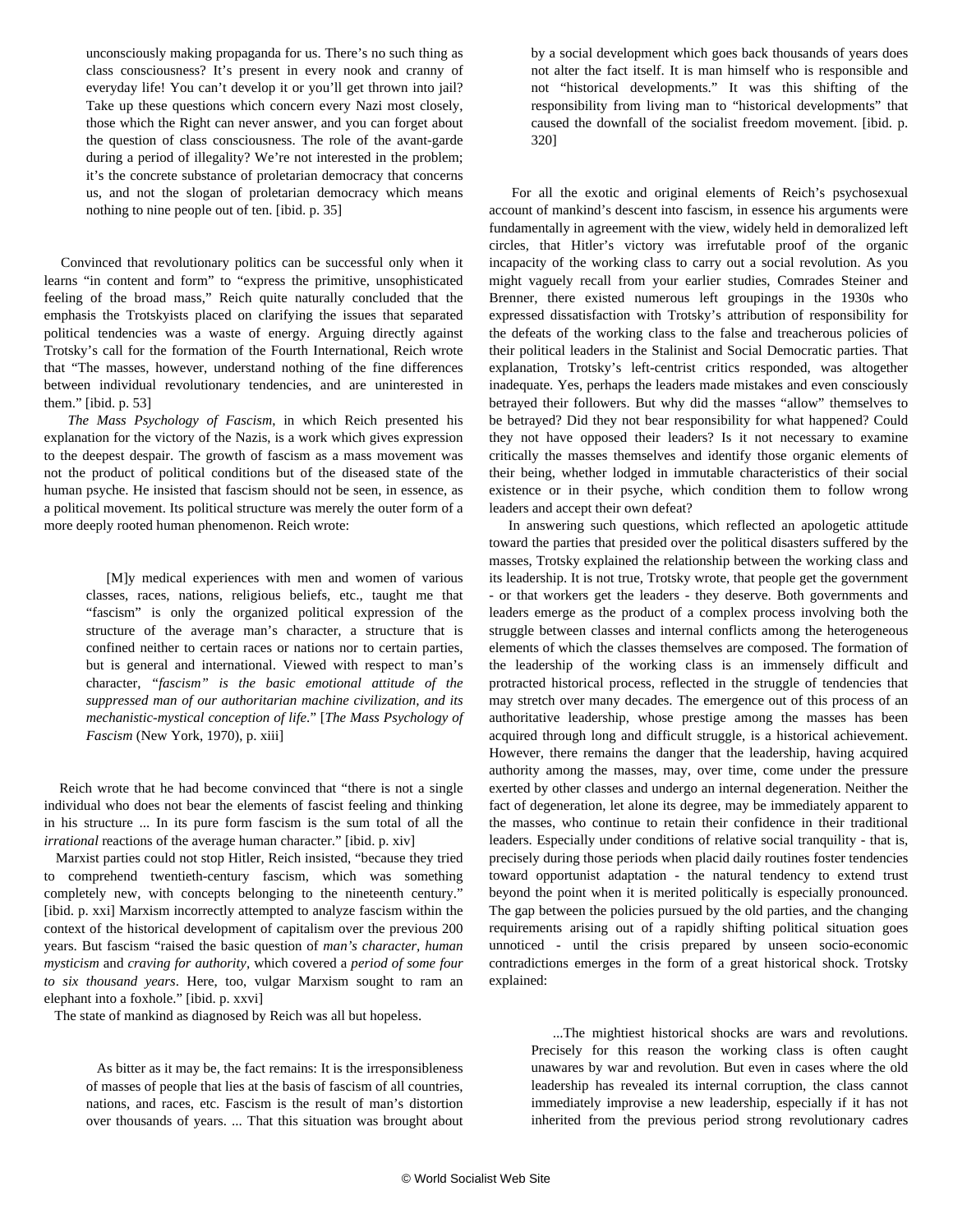> unconsciously making propaganda for us. There's no such thing as class consciousness? It's present in every nook and cranny of everyday life! You can't develop it or you'll get thrown into jail? Take up these questions which concern every Nazi most closely, those which the Right can never answer, and you can forget about the question of class consciousness. The role of the avant-garde during a period of illegality? We're not interested in the problem; it's the concrete substance of proletarian democracy that concerns us, and not the slogan of proletarian democracy which means nothing to nine people out of ten. [ibid. p. 35]

Convinced that revolutionary politics can be successful only when it learns "in content and form" to "express the primitive, unsophisticated feeling of the broad mass," Reich quite naturally concluded that the emphasis the Trotskyists placed on clarifying the issues that separated political tendencies was a waste of energy. Arguing directly against Trotsky's call for the formation of the Fourth International, Reich wrote that "The masses, however, understand nothing of the fine differences between individual revolutionary tendencies, and are uninterested in them." [ibid. p. 53]

*The Mass Psychology of Fascism*, in which Reich presented his explanation for the victory of the Nazis, is a work which gives expression to the deepest despair. The growth of fascism as a mass movement was not the product of political conditions but of the diseased state of the human psyche. He insisted that fascism should not be seen, in essence, as a political movement. Its political structure was merely the outer form of a more deeply rooted human phenomenon. Reich wrote:

> [M]y medical experiences with men and women of various classes, races, nations, religious beliefs, etc., taught me that "fascism" is only the organized political expression of the structure of the average man's character, a structure that is confined neither to certain races or nations nor to certain parties, but is general and international. Viewed with respect to man's character, *"fascism" is the basic emotional attitude of the suppressed man of our authoritarian machine civilization, and its mechanistic-mystical conception of life*." [*The Mass Psychology of Fascism* (New York, 1970), p. xiii]

Reich wrote that he had become convinced that "there is not a single individual who does not bear the elements of fascist feeling and thinking in his structure ... In its pure form fascism is the sum total of all the *irrational* reactions of the average human character." [ibid. p. xiv]

Marxist parties could not stop Hitler, Reich insisted, "because they tried to comprehend twentieth-century fascism, which was something completely new, with concepts belonging to the nineteenth century." [ibid. p. xxi] Marxism incorrectly attempted to analyze fascism within the context of the historical development of capitalism over the previous 200 years. But fascism "raised the basic question of *man's character*, *human mysticism* and *craving for authority*, which covered a *period of some four to six thousand years*. Here, too, vulgar Marxism sought to ram an elephant into a foxhole." [ibid. p. xxvi]

The state of mankind as diagnosed by Reich was all but hopeless.

> As bitter as it may be, the fact remains: It is the irresponsibleness of masses of people that lies at the basis of fascism of all countries, nations, and races, etc. Fascism is the result of man's distortion over thousands of years. ... That this situation was brought about by a social development which goes back thousands of years does not alter the fact itself. It is man himself who is responsible and not "historical developments." It was this shifting of the responsibility from living man to "historical developments" that caused the downfall of the socialist freedom movement. [ibid. p. 320]

For all the exotic and original elements of Reich's psychosexual account of mankind's descent into fascism, in essence his arguments were fundamentally in agreement with the view, widely held in demoralized left circles, that Hitler's victory was irrefutable proof of the organic incapacity of the working class to carry out a social revolution. As you might vaguely recall from your earlier studies, Comrades Steiner and Brenner, there existed numerous left groupings in the 1930s who expressed dissatisfaction with Trotsky's attribution of responsibility for the defeats of the working class to the false and treacherous policies of their political leaders in the Stalinist and Social Democratic parties. That explanation, Trotsky's left-centrist critics responded, was altogether inadequate. Yes, perhaps the leaders made mistakes and even consciously betrayed their followers. But why did the masses "allow" themselves to be betrayed? Did they not bear responsibility for what happened? Could they not have opposed their leaders? Is it not necessary to examine critically the masses themselves and identify those organic elements of their being, whether lodged in immutable characteristics of their social existence or in their psyche, which condition them to follow wrong leaders and accept their own defeat?

In answering such questions, which reflected an apologetic attitude toward the parties that presided over the political disasters suffered by the masses, Trotsky explained the relationship between the working class and its leadership. It is not true, Trotsky wrote, that people get the government - or that workers get the leaders - they deserve. Both governments and leaders emerge as the product of a complex process involving both the struggle between classes and internal conflicts among the heterogeneous elements of which the classes themselves are composed. The formation of the leadership of the working class is an immensely difficult and protracted historical process, reflected in the struggle of tendencies that may stretch over many decades. The emergence out of this process of an authoritative leadership, whose prestige among the masses has been acquired through long and difficult struggle, is a historical achievement. However, there remains the danger that the leadership, having acquired authority among the masses, may, over time, come under the pressure exerted by other classes and undergo an internal degeneration. Neither the fact of degeneration, let alone its degree, may be immediately apparent to the masses, who continue to retain their confidence in their traditional leaders. Especially under conditions of relative social tranquility - that is, precisely during those periods when placid daily routines foster tendencies toward opportunist adaptation - the natural tendency to extend trust beyond the point when it is merited politically is especially pronounced. The gap between the policies pursued by the old parties, and the changing requirements arising out of a rapidly shifting political situation goes unnoticed - until the crisis prepared by unseen socio-economic contradictions emerges in the form of a great historical shock. Trotsky explained:

> ...The mightiest historical shocks are wars and revolutions. Precisely for this reason the working class is often caught unawares by war and revolution. But even in cases where the old leadership has revealed its internal corruption, the class cannot immediately improvise a new leadership, especially if it has not inherited from the previous period strong revolutionary cadres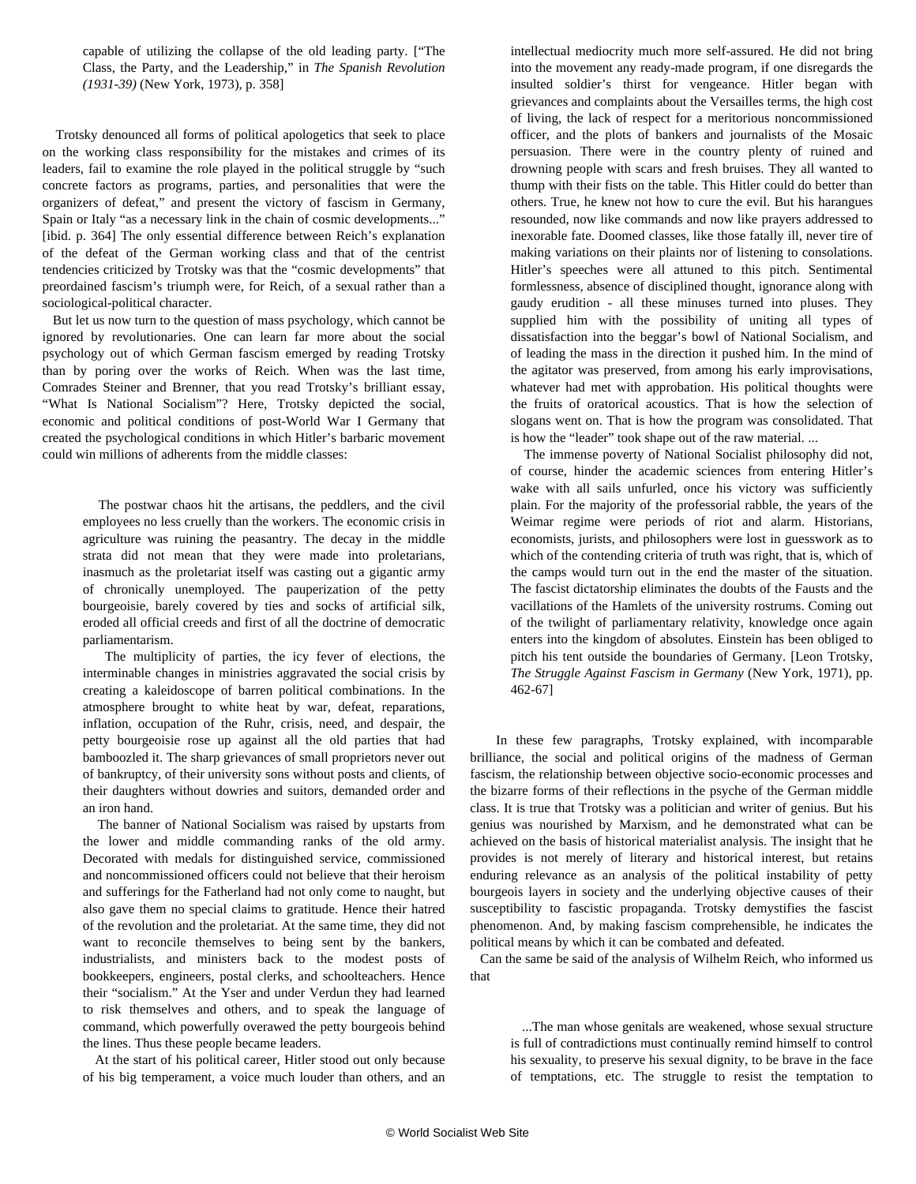capable of utilizing the collapse of the old leading party. ["The Class, the Party, and the Leadership," in *The Spanish Revolution (1931-39)* (New York, 1973), p. 358]

Trotsky denounced all forms of political apologetics that seek to place on the working class responsibility for the mistakes and crimes of its leaders, fail to examine the role played in the political struggle by "such concrete factors as programs, parties, and personalities that were the organizers of defeat," and present the victory of fascism in Germany, Spain or Italy "as a necessary link in the chain of cosmic developments..." [ibid. p. 364] The only essential difference between Reich's explanation of the defeat of the German working class and that of the centrist tendencies criticized by Trotsky was that the "cosmic developments" that preordained fascism's triumph were, for Reich, of a sexual rather than a sociological-political character.

But let us now turn to the question of mass psychology, which cannot be ignored by revolutionaries. One can learn far more about the social psychology out of which German fascism emerged by reading Trotsky than by poring over the works of Reich. When was the last time, Comrades Steiner and Brenner, that you read Trotsky's brilliant essay, "What Is National Socialism"? Here, Trotsky depicted the social, economic and political conditions of post-World War I Germany that created the psychological conditions in which Hitler's barbaric movement could win millions of adherents from the middle classes:

> The postwar chaos hit the artisans, the peddlers, and the civil employees no less cruelly than the workers. The economic crisis in agriculture was ruining the peasantry. The decay in the middle strata did not mean that they were made into proletarians, inasmuch as the proletariat itself was casting out a gigantic army of chronically unemployed. The pauperization of the petty bourgeoisie, barely covered by ties and socks of artificial silk, eroded all official creeds and first of all the doctrine of democratic parliamentarism.
>
> The multiplicity of parties, the icy fever of elections, the interminable changes in ministries aggravated the social crisis by creating a kaleidoscope of barren political combinations. In the atmosphere brought to white heat by war, defeat, reparations, inflation, occupation of the Ruhr, crisis, need, and despair, the petty bourgeoisie rose up against all the old parties that had bamboozled it. The sharp grievances of small proprietors never out of bankruptcy, of their university sons without posts and clients, of their daughters without dowries and suitors, demanded order and an iron hand.
>
> The banner of National Socialism was raised by upstarts from the lower and middle commanding ranks of the old army. Decorated with medals for distinguished service, commissioned and noncommissioned officers could not believe that their heroism and sufferings for the Fatherland had not only come to naught, but also gave them no special claims to gratitude. Hence their hatred of the revolution and the proletariat. At the same time, they did not want to reconcile themselves to being sent by the bankers, industrialists, and ministers back to the modest posts of bookkeepers, engineers, postal clerks, and schoolteachers. Hence their "socialism." At the Yser and under Verdun they had learned to risk themselves and others, and to speak the language of command, which powerfully overawed the petty bourgeois behind the lines. Thus these people became leaders.
>
> At the start of his political career, Hitler stood out only because of his big temperament, a voice much louder than others, and an intellectual mediocrity much more self-assured. He did not bring into the movement any ready-made program, if one disregards the insulted soldier's thirst for vengeance. Hitler began with grievances and complaints about the Versailles terms, the high cost of living, the lack of respect for a meritorious noncommissioned officer, and the plots of bankers and journalists of the Mosaic persuasion. There were in the country plenty of ruined and drowning people with scars and fresh bruises. They all wanted to thump with their fists on the table. This Hitler could do better than others. True, he knew not how to cure the evil. But his harangues resounded, now like commands and now like prayers addressed to inexorable fate. Doomed classes, like those fatally ill, never tire of making variations on their plaints nor of listening to consolations. Hitler's speeches were all attuned to this pitch. Sentimental formlessness, absence of disciplined thought, ignorance along with gaudy erudition - all these minuses turned into pluses. They supplied him with the possibility of uniting all types of dissatisfaction into the beggar's bowl of National Socialism, and of leading the mass in the direction it pushed him. In the mind of the agitator was preserved, from among his early improvisations, whatever had met with approbation. His political thoughts were the fruits of oratorical acoustics. That is how the selection of slogans went on. That is how the program was consolidated. That is how the "leader" took shape out of the raw material. ...
>
> The immense poverty of National Socialist philosophy did not, of course, hinder the academic sciences from entering Hitler's wake with all sails unfurled, once his victory was sufficiently plain. For the majority of the professorial rabble, the years of the Weimar regime were periods of riot and alarm. Historians, economists, jurists, and philosophers were lost in guesswork as to which of the contending criteria of truth was right, that is, which of the camps would turn out in the end the master of the situation. The fascist dictatorship eliminates the doubts of the Fausts and the vacillations of the Hamlets of the university rostrums. Coming out of the twilight of parliamentary relativity, knowledge once again enters into the kingdom of absolutes. Einstein has been obliged to pitch his tent outside the boundaries of Germany. [Leon Trotsky, *The Struggle Against Fascism in Germany* (New York, 1971), pp. 462-67]

In these few paragraphs, Trotsky explained, with incomparable brilliance, the social and political origins of the madness of German fascism, the relationship between objective socio-economic processes and the bizarre forms of their reflections in the psyche of the German middle class. It is true that Trotsky was a politician and writer of genius. But his genius was nourished by Marxism, and he demonstrated what can be achieved on the basis of historical materialist analysis. The insight that he provides is not merely of literary and historical interest, but retains enduring relevance as an analysis of the political instability of petty bourgeois layers in society and the underlying objective causes of their susceptibility to fascistic propaganda. Trotsky demystifies the fascist phenomenon. And, by making fascism comprehensible, he indicates the political means by which it can be combated and defeated.

Can the same be said of the analysis of Wilhelm Reich, who informed us that

> ...The man whose genitals are weakened, whose sexual structure is full of contradictions must continually remind himself to control his sexuality, to preserve his sexual dignity, to be brave in the face of temptations, etc. The struggle to resist the temptation to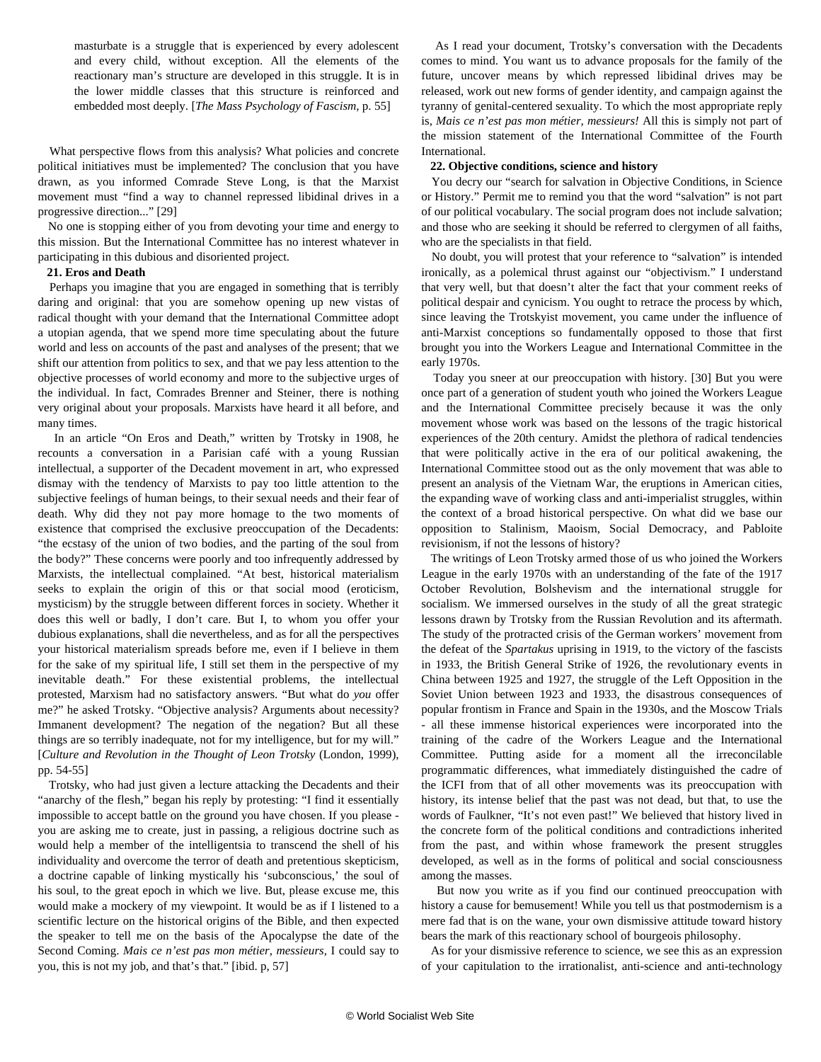> masturbate is a struggle that is experienced by every adolescent and every child, without exception. All the elements of the reactionary man's structure are developed in this struggle. It is in the lower middle classes that this structure is reinforced and embedded most deeply. [*The Mass Psychology of Fascism*, p. 55]

What perspective flows from this analysis? What policies and concrete political initiatives must be implemented? The conclusion that you have drawn, as you informed Comrade Steve Long, is that the Marxist movement must "find a way to channel repressed libidinal drives in a progressive direction..." [29]

No one is stopping either of you from devoting your time and energy to this mission. But the International Committee has no interest whatever in participating in this dubious and disoriented project.

**21. Eros and Death**

Perhaps you imagine that you are engaged in something that is terribly daring and original: that you are somehow opening up new vistas of radical thought with your demand that the International Committee adopt a utopian agenda, that we spend more time speculating about the future world and less on accounts of the past and analyses of the present; that we shift our attention from politics to sex, and that we pay less attention to the objective processes of world economy and more to the subjective urges of the individual. In fact, Comrades Brenner and Steiner, there is nothing very original about your proposals. Marxists have heard it all before, and many times.

In an article "On Eros and Death," written by Trotsky in 1908, he recounts a conversation in a Parisian café with a young Russian intellectual, a supporter of the Decadent movement in art, who expressed dismay with the tendency of Marxists to pay too little attention to the subjective feelings of human beings, to their sexual needs and their fear of death. Why did they not pay more homage to the two moments of existence that comprised the exclusive preoccupation of the Decadents: "the ecstasy of the union of two bodies, and the parting of the soul from the body?" These concerns were poorly and too infrequently addressed by Marxists, the intellectual complained. "At best, historical materialism seeks to explain the origin of this or that social mood (eroticism, mysticism) by the struggle between different forces in society. Whether it does this well or badly, I don't care. But I, to whom you offer your dubious explanations, shall die nevertheless, and as for all the perspectives your historical materialism spreads before me, even if I believe in them for the sake of my spiritual life, I still set them in the perspective of my inevitable death." For these existential problems, the intellectual protested, Marxism had no satisfactory answers. "But what do *you* offer me?" he asked Trotsky. "Objective analysis? Arguments about necessity? Immanent development? The negation of the negation? But all these things are so terribly inadequate, not for my intelligence, but for my will." [*Culture and Revolution in the Thought of Leon Trotsky* (London, 1999), pp. 54-55]

Trotsky, who had just given a lecture attacking the Decadents and their "anarchy of the flesh," began his reply by protesting: "I find it essentially impossible to accept battle on the ground you have chosen. If you please - you are asking me to create, just in passing, a religious doctrine such as would help a member of the intelligentsia to transcend the shell of his individuality and overcome the terror of death and pretentious skepticism, a doctrine capable of linking mystically his 'subconscious,' the soul of his soul, to the great epoch in which we live. But, please excuse me, this would make a mockery of my viewpoint. It would be as if I listened to a scientific lecture on the historical origins of the Bible, and then expected the speaker to tell me on the basis of the Apocalypse the date of the Second Coming. *Mais ce n'est pas mon métier, messieurs*, I could say to you, this is not my job, and that's that." [ibid. p, 57]

As I read your document, Trotsky's conversation with the Decadents comes to mind. You want us to advance proposals for the family of the future, uncover means by which repressed libidinal drives may be released, work out new forms of gender identity, and campaign against the tyranny of genital-centered sexuality. To which the most appropriate reply is, *Mais ce n'est pas mon métier, messieurs!* All this is simply not part of the mission statement of the International Committee of the Fourth International.

**22. Objective conditions, science and history**

You decry our "search for salvation in Objective Conditions, in Science or History." Permit me to remind you that the word "salvation" is not part of our political vocabulary. The social program does not include salvation; and those who are seeking it should be referred to clergymen of all faiths, who are the specialists in that field.

No doubt, you will protest that your reference to "salvation" is intended ironically, as a polemical thrust against our "objectivism." I understand that very well, but that doesn't alter the fact that your comment reeks of political despair and cynicism. You ought to retrace the process by which, since leaving the Trotskyist movement, you came under the influence of anti-Marxist conceptions so fundamentally opposed to those that first brought you into the Workers League and International Committee in the early 1970s.

Today you sneer at our preoccupation with history. [30] But you were once part of a generation of student youth who joined the Workers League and the International Committee precisely because it was the only movement whose work was based on the lessons of the tragic historical experiences of the 20th century. Amidst the plethora of radical tendencies that were politically active in the era of our political awakening, the International Committee stood out as the only movement that was able to present an analysis of the Vietnam War, the eruptions in American cities, the expanding wave of working class and anti-imperialist struggles, within the context of a broad historical perspective. On what did we base our opposition to Stalinism, Maoism, Social Democracy, and Pabloite revisionism, if not the lessons of history?

The writings of Leon Trotsky armed those of us who joined the Workers League in the early 1970s with an understanding of the fate of the 1917 October Revolution, Bolshevism and the international struggle for socialism. We immersed ourselves in the study of all the great strategic lessons drawn by Trotsky from the Russian Revolution and its aftermath. The study of the protracted crisis of the German workers' movement from the defeat of the *Spartakus* uprising in 1919, to the victory of the fascists in 1933, the British General Strike of 1926, the revolutionary events in China between 1925 and 1927, the struggle of the Left Opposition in the Soviet Union between 1923 and 1933, the disastrous consequences of popular frontism in France and Spain in the 1930s, and the Moscow Trials - all these immense historical experiences were incorporated into the training of the cadre of the Workers League and the International Committee. Putting aside for a moment all the irreconcilable programmatic differences, what immediately distinguished the cadre of the ICFI from that of all other movements was its preoccupation with history, its intense belief that the past was not dead, but that, to use the words of Faulkner, "It's not even past!" We believed that history lived in the concrete form of the political conditions and contradictions inherited from the past, and within whose framework the present struggles developed, as well as in the forms of political and social consciousness among the masses.

But now you write as if you find our continued preoccupation with history a cause for bemusement! While you tell us that postmodernism is a mere fad that is on the wane, your own dismissive attitude toward history bears the mark of this reactionary school of bourgeois philosophy.

As for your dismissive reference to science, we see this as an expression of your capitulation to the irrationalist, anti-science and anti-technology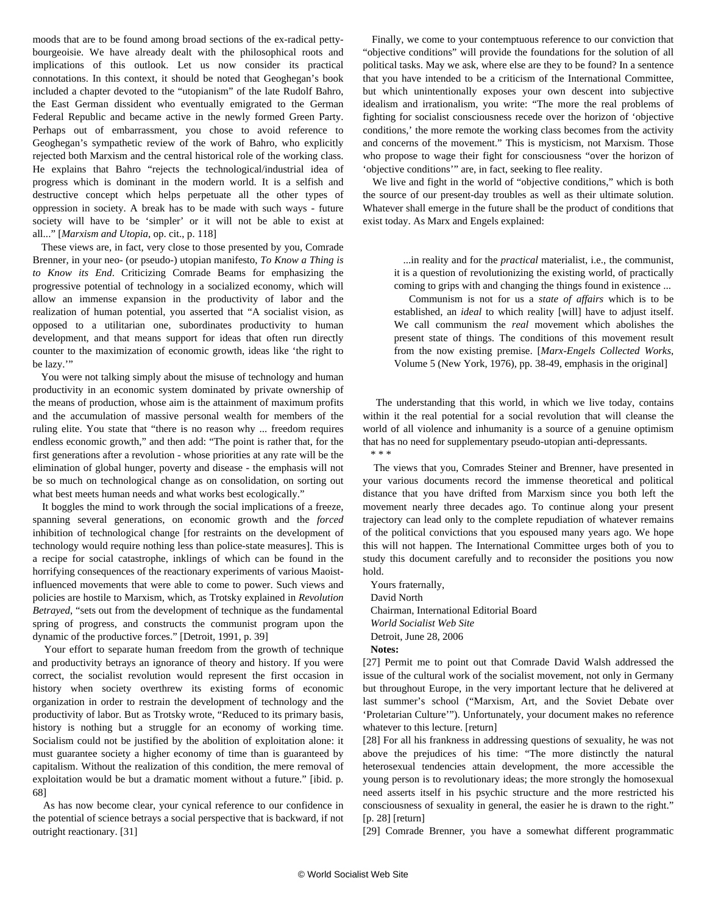moods that are to be found among broad sections of the ex-radical petty-bourgeoisie. We have already dealt with the philosophical roots and implications of this outlook. Let us now consider its practical connotations. In this context, it should be noted that Geoghegan's book included a chapter devoted to the "utopianism" of the late Rudolf Bahro, the East German dissident who eventually emigrated to the German Federal Republic and became active in the newly formed Green Party. Perhaps out of embarrassment, you chose to avoid reference to Geoghegan's sympathetic review of the work of Bahro, who explicitly rejected both Marxism and the central historical role of the working class. He explains that Bahro "rejects the technological/industrial idea of progress which is dominant in the modern world. It is a selfish and destructive concept which helps perpetuate all the other types of oppression in society. A break has to be made with such ways - future society will have to be 'simpler' or it will not be able to exist at all..." [*Marxism and Utopia*, op. cit., p. 118]

These views are, in fact, very close to those presented by you, Comrade Brenner, in your neo- (or pseudo-) utopian manifesto, *To Know a Thing is to Know its End*. Criticizing Comrade Beams for emphasizing the progressive potential of technology in a socialized economy, which will allow an immense expansion in the productivity of labor and the realization of human potential, you asserted that "A socialist vision, as opposed to a utilitarian one, subordinates productivity to human development, and that means support for ideas that often run directly counter to the maximization of economic growth, ideas like 'the right to be lazy.'"

You were not talking simply about the misuse of technology and human productivity in an economic system dominated by private ownership of the means of production, whose aim is the attainment of maximum profits and the accumulation of massive personal wealth for members of the ruling elite. You state that "there is no reason why ... freedom requires endless economic growth," and then add: "The point is rather that, for the first generations after a revolution - whose priorities at any rate will be the elimination of global hunger, poverty and disease - the emphasis will not be so much on technological change as on consolidation, on sorting out what best meets human needs and what works best ecologically."

It boggles the mind to work through the social implications of a freeze, spanning several generations, on economic growth and the *forced* inhibition of technological change [for restraints on the development of technology would require nothing less than police-state measures]. This is a recipe for social catastrophe, inklings of which can be found in the horrifying consequences of the reactionary experiments of various Maoist-influenced movements that were able to come to power. Such views and policies are hostile to Marxism, which, as Trotsky explained in *Revolution Betrayed*, "sets out from the development of technique as the fundamental spring of progress, and constructs the communist program upon the dynamic of the productive forces." [Detroit, 1991, p. 39]

Your effort to separate human freedom from the growth of technique and productivity betrays an ignorance of theory and history. If you were correct, the socialist revolution would represent the first occasion in history when society overthrew its existing forms of economic organization in order to restrain the development of technology and the productivity of labor. But as Trotsky wrote, "Reduced to its primary basis, history is nothing but a struggle for an economy of working time. Socialism could not be justified by the abolition of exploitation alone: it must guarantee society a higher economy of time than is guaranteed by capitalism. Without the realization of this condition, the mere removal of exploitation would be but a dramatic moment without a future." [ibid. p. 68]

As has now become clear, your cynical reference to our confidence in the potential of science betrays a social perspective that is backward, if not outright reactionary. [31]

Finally, we come to your contemptuous reference to our conviction that "objective conditions" will provide the foundations for the solution of all political tasks. May we ask, where else are they to be found? In a sentence that you have intended to be a criticism of the International Committee, but which unintentionally exposes your own descent into subjective idealism and irrationalism, you write: "The more the real problems of fighting for socialist consciousness recede over the horizon of 'objective conditions,' the more remote the working class becomes from the activity and concerns of the movement." This is mysticism, not Marxism. Those who propose to wage their fight for consciousness "over the horizon of 'objective conditions'" are, in fact, seeking to flee reality.

We live and fight in the world of "objective conditions," which is both the source of our present-day troubles as well as their ultimate solution. Whatever shall emerge in the future shall be the product of conditions that exist today. As Marx and Engels explained:

> ...in reality and for the *practical* materialist, i.e., the communist, it is a question of revolutionizing the existing world, of practically coming to grips with and changing the things found in existence ...
>
> Communism is not for us a *state of affairs* which is to be established, an *ideal* to which reality [will] have to adjust itself. We call communism the *real* movement which abolishes the present state of things. The conditions of this movement result from the now existing premise. [*Marx-Engels Collected Works*, Volume 5 (New York, 1976), pp. 38-49, emphasis in the original]

The understanding that this world, in which we live today, contains within it the real potential for a social revolution that will cleanse the world of all violence and inhumanity is a source of a genuine optimism that has no need for supplementary pseudo-utopian anti-depressants.

\* \* \*

The views that you, Comrades Steiner and Brenner, have presented in your various documents record the immense theoretical and political distance that you have drifted from Marxism since you both left the movement nearly three decades ago. To continue along your present trajectory can lead only to the complete repudiation of whatever remains of the political convictions that you espoused many years ago. We hope this will not happen. The International Committee urges both of you to study this document carefully and to reconsider the positions you now hold.

Yours fraternally,
David North
Chairman, International Editorial Board
*World Socialist Web Site*
Detroit, June 28, 2006

**Notes:**

[27] Permit me to point out that Comrade David Walsh addressed the issue of the cultural work of the socialist movement, not only in Germany but throughout Europe, in the very important lecture that he delivered at last summer's school ("Marxism, Art, and the Soviet Debate over 'Proletarian Culture'"). Unfortunately, your document makes no reference whatever to this lecture. [return]

[28] For all his frankness in addressing questions of sexuality, he was not above the prejudices of his time: "The more distinctly the natural heterosexual tendencies attain development, the more accessible the young person is to revolutionary ideas; the more strongly the homosexual need asserts itself in his psychic structure and the more restricted his consciousness of sexuality in general, the easier he is drawn to the right." [p. 28] [return]

[29] Comrade Brenner, you have a somewhat different programmatic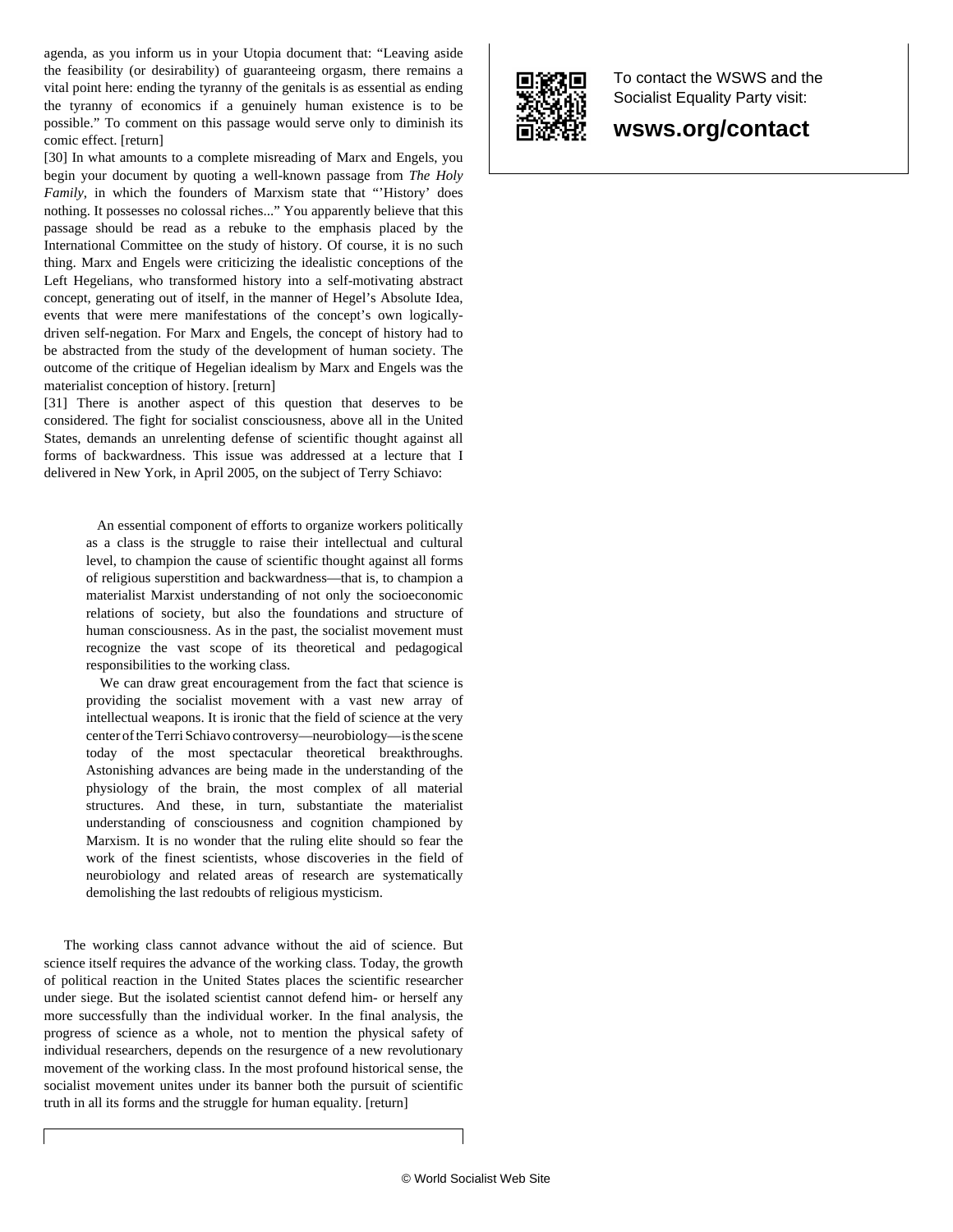agenda, as you inform us in your Utopia document that: "Leaving aside the feasibility (or desirability) of guaranteeing orgasm, there remains a vital point here: ending the tyranny of the genitals is as essential as ending the tyranny of economics if a genuinely human existence is to be possible." To comment on this passage would serve only to diminish its comic effect. [return]

[30] In what amounts to a complete misreading of Marx and Engels, you begin your document by quoting a well-known passage from *The Holy Family*, in which the founders of Marxism state that "'History' does nothing. It possesses no colossal riches..." You apparently believe that this passage should be read as a rebuke to the emphasis placed by the International Committee on the study of history. Of course, it is no such thing. Marx and Engels were criticizing the idealistic conceptions of the Left Hegelians, who transformed history into a self-motivating abstract concept, generating out of itself, in the manner of Hegel's Absolute Idea, events that were mere manifestations of the concept's own logically-driven self-negation. For Marx and Engels, the concept of history had to be abstracted from the study of the development of human society. The outcome of the critique of Hegelian idealism by Marx and Engels was the materialist conception of history. [return]

[31] There is another aspect of this question that deserves to be considered. The fight for socialist consciousness, above all in the United States, demands an unrelenting defense of scientific thought against all forms of backwardness. This issue was addressed at a lecture that I delivered in New York, in April 2005, on the subject of Terry Schiavo:

> An essential component of efforts to organize workers politically as a class is the struggle to raise their intellectual and cultural level, to champion the cause of scientific thought against all forms of religious superstition and backwardness—that is, to champion a materialist Marxist understanding of not only the socioeconomic relations of society, but also the foundations and structure of human consciousness. As in the past, the socialist movement must recognize the vast scope of its theoretical and pedagogical responsibilities to the working class.
>
> We can draw great encouragement from the fact that science is providing the socialist movement with a vast new array of intellectual weapons. It is ironic that the field of science at the very center of the Terri Schiavo controversy—neurobiology—is the scene today of the most spectacular theoretical breakthroughs. Astonishing advances are being made in the understanding of the physiology of the brain, the most complex of all material structures. And these, in turn, substantiate the materialist understanding of consciousness and cognition championed by Marxism. It is no wonder that the ruling elite should so fear the work of the finest scientists, whose discoveries in the field of neurobiology and related areas of research are systematically demolishing the last redoubts of religious mysticism.

The working class cannot advance without the aid of science. But science itself requires the advance of the working class. Today, the growth of political reaction in the United States places the scientific researcher under siege. But the isolated scientist cannot defend him- or herself any more successfully than the individual worker. In the final analysis, the progress of science as a whole, not to mention the physical safety of individual researchers, depends on the resurgence of a new revolutionary movement of the working class. In the most profound historical sense, the socialist movement unites under its banner both the pursuit of scientific truth in all its forms and the struggle for human equality. [return]

To contact the WSWS and the Socialist Equality Party visit:

**wsws.org/contact**